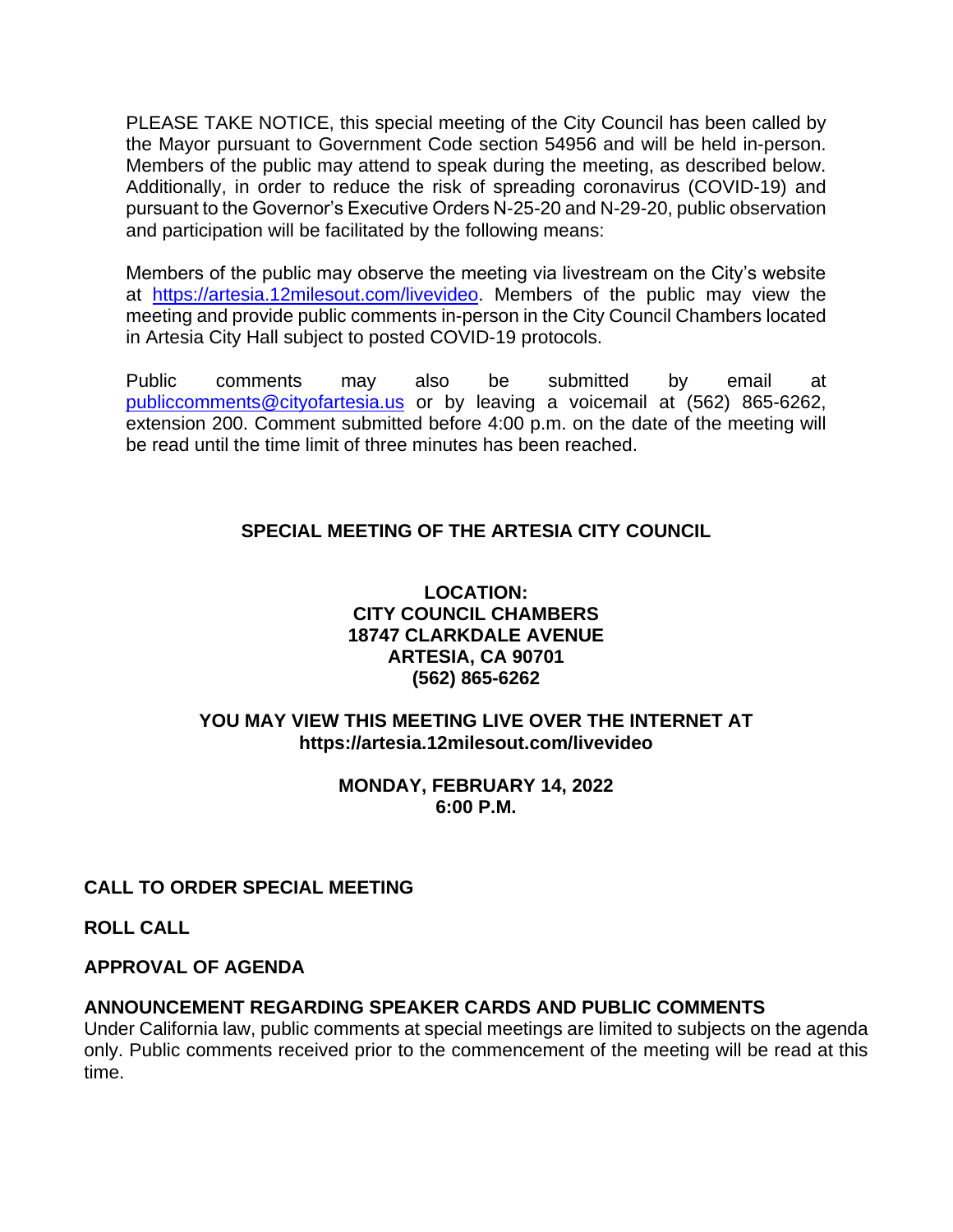PLEASE TAKE NOTICE, this special meeting of the City Council has been called by the Mayor pursuant to Government Code section 54956 and will be held in-person. Members of the public may attend to speak during the meeting, as described below. Additionally, in order to reduce the risk of spreading coronavirus (COVID-19) and pursuant to the Governor's Executive Orders N-25-20 and N-29-20, public observation and participation will be facilitated by the following means:

Members of the public may observe the meeting via livestream on the City's website at https://artesia.12milesout.com/livevideo. Members of the public may view the meeting and provide public comments in-person in the City Council Chambers located in Artesia City Hall subject to posted COVID-19 protocols.

Public comments may also be submitted by email at publiccomments@cityofartesia.us or by leaving a voicemail at (562) 865-6262, extension 200. Comment submitted before 4:00 p.m. on the date of the meeting will be read until the time limit of three minutes has been reached.

# SPECIAL MEETING OF THE ARTESIA CITY COUNCIL

**LOCATION:**
**CITY COUNCIL CHAMBERS**
**18747 CLARKDALE AVENUE**
**ARTESIA, CA 90701**
**(562) 865-6262**

**YOU MAY VIEW THIS MEETING LIVE OVER THE INTERNET AT**
**https://artesia.12milesout.com/livevideo**

**MONDAY, FEBRUARY 14, 2022**
**6:00 P.M.**

## CALL TO ORDER SPECIAL MEETING

## ROLL CALL

## APPROVAL OF AGENDA

## ANNOUNCEMENT REGARDING SPEAKER CARDS AND PUBLIC COMMENTS

Under California law, public comments at special meetings are limited to subjects on the agenda only. Public comments received prior to the commencement of the meeting will be read at this time.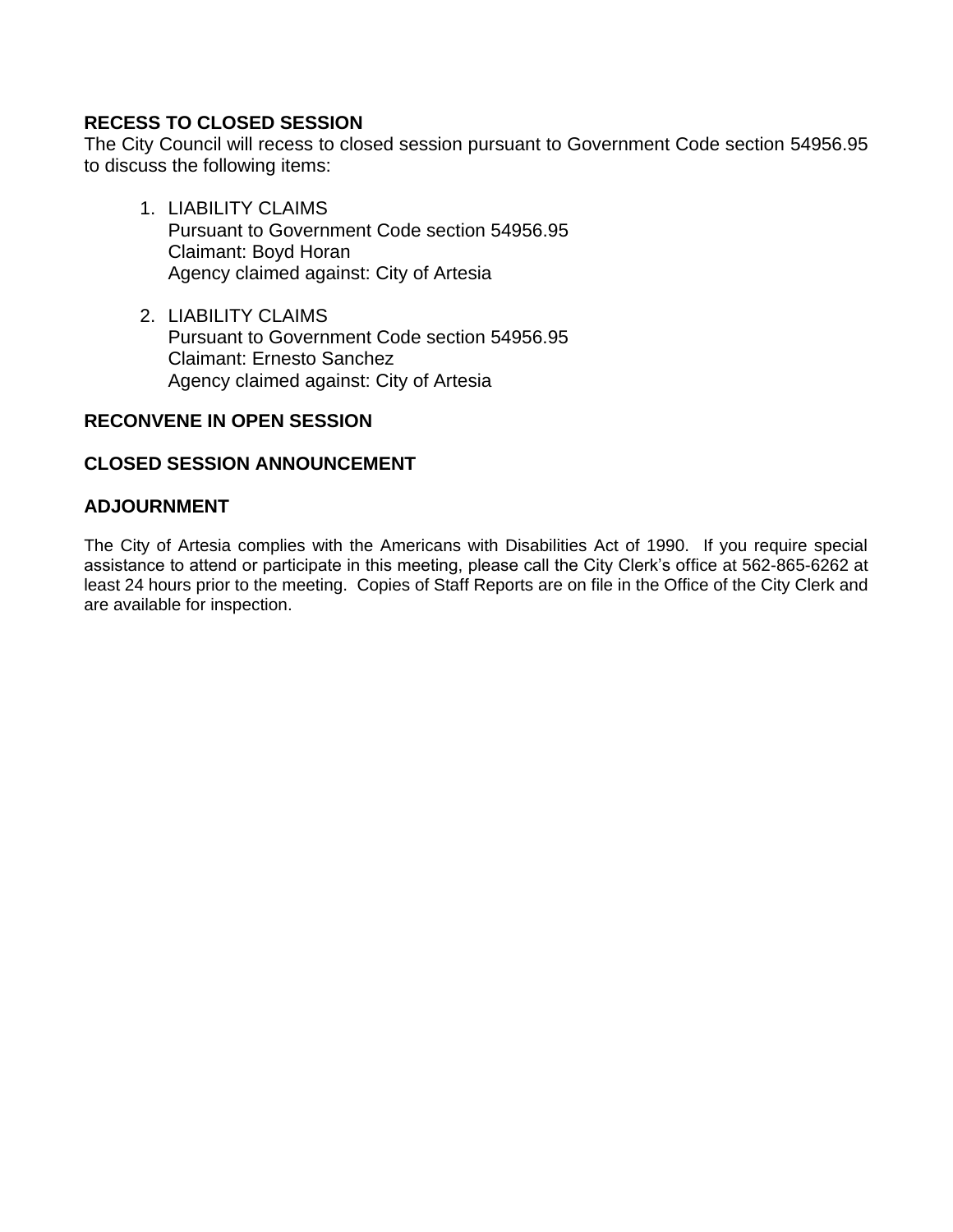**RECESS TO CLOSED SESSION**

The City Council will recess to closed session pursuant to Government Code section 54956.95 to discuss the following items:

1. LIABILITY CLAIMS
   Pursuant to Government Code section 54956.95
   Claimant: Boyd Horan
   Agency claimed against: City of Artesia

2. LIABILITY CLAIMS
   Pursuant to Government Code section 54956.95
   Claimant: Ernesto Sanchez
   Agency claimed against: City of Artesia

**RECONVENE IN OPEN SESSION**

**CLOSED SESSION ANNOUNCEMENT**

**ADJOURNMENT**

The City of Artesia complies with the Americans with Disabilities Act of 1990. If you require special assistance to attend or participate in this meeting, please call the City Clerk's office at 562-865-6262 at least 24 hours prior to the meeting. Copies of Staff Reports are on file in the Office of the City Clerk and are available for inspection.